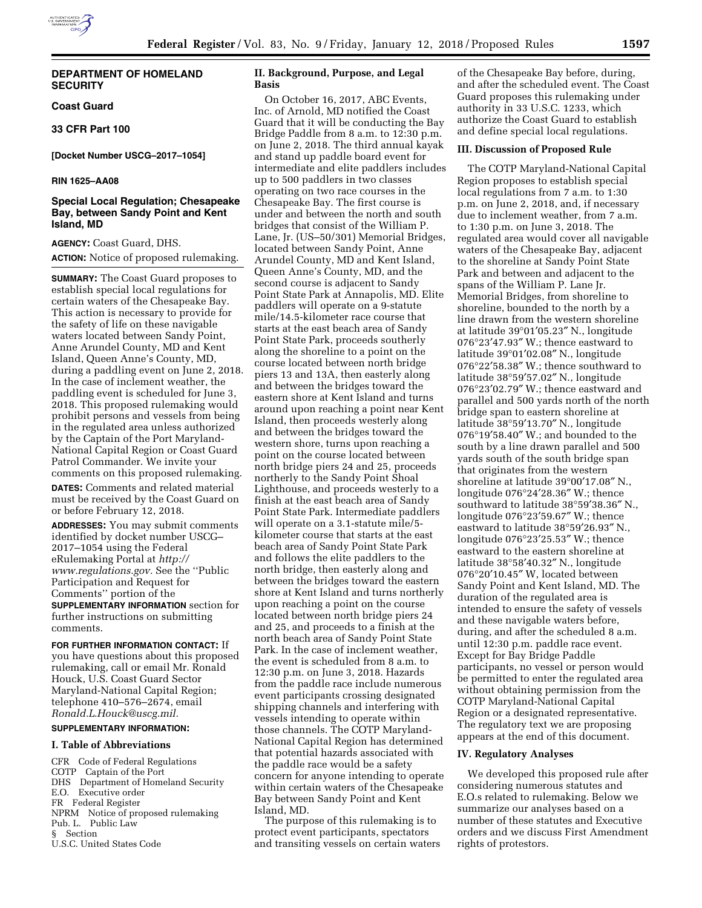**DEPARTMENT OF HOMELAND SECURITY**

**Coast Guard**

**33 CFR Part 100**

**[Docket Number USCG–2017–1054]**

**RIN 1625–AA08**

## Special Local Regulation; Chesapeake Bay, between Sandy Point and Kent Island, MD

**AGENCY:** Coast Guard, DHS.

**ACTION:** Notice of proposed rulemaking.

**SUMMARY:** The Coast Guard proposes to establish special local regulations for certain waters of the Chesapeake Bay. This action is necessary to provide for the safety of life on these navigable waters located between Sandy Point, Anne Arundel County, MD and Kent Island, Queen Anne's County, MD, during a paddling event on June 2, 2018. In the case of inclement weather, the paddling event is scheduled for June 3, 2018. This proposed rulemaking would prohibit persons and vessels from being in the regulated area unless authorized by the Captain of the Port Maryland-National Capital Region or Coast Guard Patrol Commander. We invite your comments on this proposed rulemaking.

**DATES:** Comments and related material must be received by the Coast Guard on or before February 12, 2018.

**ADDRESSES:** You may submit comments identified by docket number USCG–2017–1054 using the Federal eRulemaking Portal at *http://www.regulations.gov.* See the ''Public Participation and Request for Comments'' portion of the **SUPPLEMENTARY INFORMATION** section for further instructions on submitting comments.

**FOR FURTHER INFORMATION CONTACT:** If you have questions about this proposed rulemaking, call or email Mr. Ronald Houck, U.S. Coast Guard Sector Maryland-National Capital Region; telephone 410–576–2674, email *Ronald.L.Houck@uscg.mil.*

**SUPPLEMENTARY INFORMATION:**

### I. Table of Abbreviations

CFR Code of Federal Regulations
COTP Captain of the Port
DHS Department of Homeland Security
E.O. Executive order
FR Federal Register
NPRM Notice of proposed rulemaking
Pub. L. Public Law
§ Section
U.S.C. United States Code

### II. Background, Purpose, and Legal Basis

On October 16, 2017, ABC Events, Inc. of Arnold, MD notified the Coast Guard that it will be conducting the Bay Bridge Paddle from 8 a.m. to 12:30 p.m. on June 2, 2018. The third annual kayak and stand up paddle board event for intermediate and elite paddlers includes up to 500 paddlers in two classes operating on two race courses in the Chesapeake Bay. The first course is under and between the north and south bridges that consist of the William P. Lane, Jr. (US–50/301) Memorial Bridges, located between Sandy Point, Anne Arundel County, MD and Kent Island, Queen Anne's County, MD, and the second course is adjacent to Sandy Point State Park at Annapolis, MD. Elite paddlers will operate on a 9-statute mile/14.5-kilometer race course that starts at the east beach area of Sandy Point State Park, proceeds southerly along the shoreline to a point on the course located between north bridge piers 13 and 13A, then easterly along and between the bridges toward the eastern shore at Kent Island and turns around upon reaching a point near Kent Island, then proceeds westerly along and between the bridges toward the western shore, turns upon reaching a point on the course located between north bridge piers 24 and 25, proceeds northerly to the Sandy Point Shoal Lighthouse, and proceeds westerly to a finish at the east beach area of Sandy Point State Park. Intermediate paddlers will operate on a 3.1-statute mile/5-kilometer course that starts at the east beach area of Sandy Point State Park and follows the elite paddlers to the north bridge, then easterly along and between the bridges toward the eastern shore at Kent Island and turns northerly upon reaching a point on the course located between north bridge piers 24 and 25, and proceeds to a finish at the north beach area of Sandy Point State Park. In the case of inclement weather, the event is scheduled from 8 a.m. to 12:30 p.m. on June 3, 2018. Hazards from the paddle race include numerous event participants crossing designated shipping channels and interfering with vessels intending to operate within those channels. The COTP Maryland-National Capital Region has determined that potential hazards associated with the paddle race would be a safety concern for anyone intending to operate within certain waters of the Chesapeake Bay between Sandy Point and Kent Island, MD.

The purpose of this rulemaking is to protect event participants, spectators and transiting vessels on certain waters of the Chesapeake Bay before, during, and after the scheduled event. The Coast Guard proposes this rulemaking under authority in 33 U.S.C. 1233, which authorize the Coast Guard to establish and define special local regulations.

### III. Discussion of Proposed Rule

The COTP Maryland-National Capital Region proposes to establish special local regulations from 7 a.m. to 1:30 p.m. on June 2, 2018, and, if necessary due to inclement weather, from 7 a.m. to 1:30 p.m. on June 3, 2018. The regulated area would cover all navigable waters of the Chesapeake Bay, adjacent to the shoreline at Sandy Point State Park and between and adjacent to the spans of the William P. Lane Jr. Memorial Bridges, from shoreline to shoreline, bounded to the north by a line drawn from the western shoreline at latitude 39°01′05.23″ N., longitude 076°23′47.93″ W.; thence eastward to latitude 39°01′02.08″ N., longitude 076°22′58.38″ W.; thence southward to latitude 38°59′57.02″ N., longitude 076°23′02.79″ W.; thence eastward and parallel and 500 yards north of the north bridge span to eastern shoreline at latitude 38°59′13.70″ N., longitude 076°19′58.40″ W.; and bounded to the south by a line drawn parallel and 500 yards south of the south bridge span that originates from the western shoreline at latitude 39°00′17.08″ N., longitude 076°24′28.36″ W.; thence southward to latitude 38°59′38.36″ N., longitude 076°23′59.67″ W.; thence eastward to latitude 38°59′26.93″ N., longitude 076°23′25.53″ W.; thence eastward to the eastern shoreline at latitude 38°58′40.32″ N., longitude 076°20′10.45″ W, located between Sandy Point and Kent Island, MD. The duration of the regulated area is intended to ensure the safety of vessels and these navigable waters before, during, and after the scheduled 8 a.m. until 12:30 p.m. paddle race event. Except for Bay Bridge Paddle participants, no vessel or person would be permitted to enter the regulated area without obtaining permission from the COTP Maryland-National Capital Region or a designated representative. The regulatory text we are proposing appears at the end of this document.

### IV. Regulatory Analyses

We developed this proposed rule after considering numerous statutes and E.O.s related to rulemaking. Below we summarize our analyses based on a number of these statutes and Executive orders and we discuss First Amendment rights of protestors.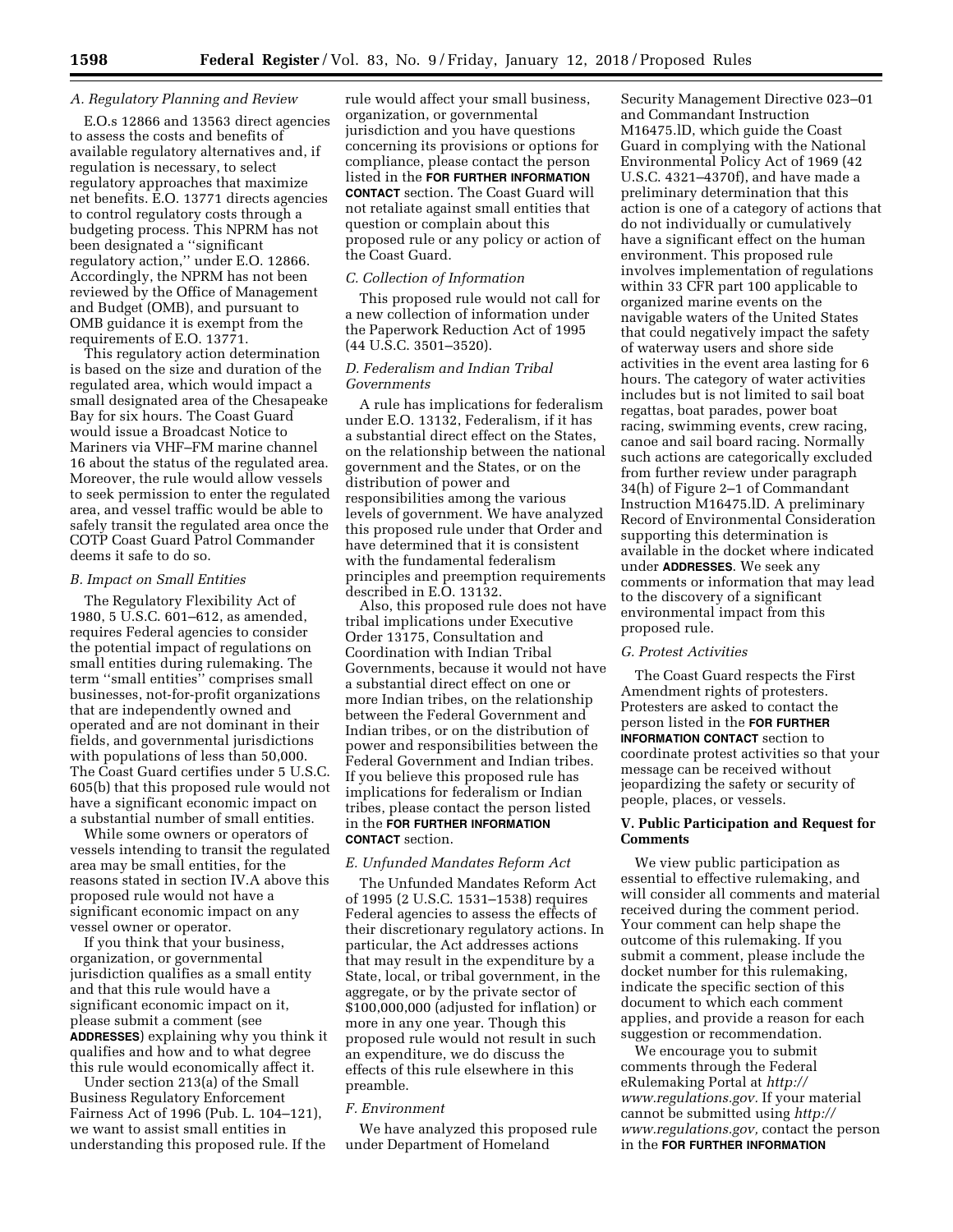### A. Regulatory Planning and Review

E.O.s 12866 and 13563 direct agencies to assess the costs and benefits of available regulatory alternatives and, if regulation is necessary, to select regulatory approaches that maximize net benefits. E.O. 13771 directs agencies to control regulatory costs through a budgeting process. This NPRM has not been designated a ''significant regulatory action,'' under E.O. 12866. Accordingly, the NPRM has not been reviewed by the Office of Management and Budget (OMB), and pursuant to OMB guidance it is exempt from the requirements of E.O. 13771.

This regulatory action determination is based on the size and duration of the regulated area, which would impact a small designated area of the Chesapeake Bay for six hours. The Coast Guard would issue a Broadcast Notice to Mariners via VHF–FM marine channel 16 about the status of the regulated area. Moreover, the rule would allow vessels to seek permission to enter the regulated area, and vessel traffic would be able to safely transit the regulated area once the COTP Coast Guard Patrol Commander deems it safe to do so.

### B. Impact on Small Entities

The Regulatory Flexibility Act of 1980, 5 U.S.C. 601–612, as amended, requires Federal agencies to consider the potential impact of regulations on small entities during rulemaking. The term ''small entities'' comprises small businesses, not-for-profit organizations that are independently owned and operated and are not dominant in their fields, and governmental jurisdictions with populations of less than 50,000. The Coast Guard certifies under 5 U.S.C. 605(b) that this proposed rule would not have a significant economic impact on a substantial number of small entities.

While some owners or operators of vessels intending to transit the regulated area may be small entities, for the reasons stated in section IV.A above this proposed rule would not have a significant economic impact on any vessel owner or operator.

If you think that your business, organization, or governmental jurisdiction qualifies as a small entity and that this rule would have a significant economic impact on it, please submit a comment (see **ADDRESSES**) explaining why you think it qualifies and how and to what degree this rule would economically affect it.

Under section 213(a) of the Small Business Regulatory Enforcement Fairness Act of 1996 (Pub. L. 104–121), we want to assist small entities in understanding this proposed rule. If the rule would affect your small business, organization, or governmental jurisdiction and you have questions concerning its provisions or options for compliance, please contact the person listed in the **FOR FURTHER INFORMATION CONTACT** section. The Coast Guard will not retaliate against small entities that question or complain about this proposed rule or any policy or action of the Coast Guard.

### C. Collection of Information

This proposed rule would not call for a new collection of information under the Paperwork Reduction Act of 1995 (44 U.S.C. 3501–3520).

### D. Federalism and Indian Tribal Governments

A rule has implications for federalism under E.O. 13132, Federalism, if it has a substantial direct effect on the States, on the relationship between the national government and the States, or on the distribution of power and responsibilities among the various levels of government. We have analyzed this proposed rule under that Order and have determined that it is consistent with the fundamental federalism principles and preemption requirements described in E.O. 13132.

Also, this proposed rule does not have tribal implications under Executive Order 13175, Consultation and Coordination with Indian Tribal Governments, because it would not have a substantial direct effect on one or more Indian tribes, on the relationship between the Federal Government and Indian tribes, or on the distribution of power and responsibilities between the Federal Government and Indian tribes. If you believe this proposed rule has implications for federalism or Indian tribes, please contact the person listed in the **FOR FURTHER INFORMATION CONTACT** section.

### E. Unfunded Mandates Reform Act

The Unfunded Mandates Reform Act of 1995 (2 U.S.C. 1531–1538) requires Federal agencies to assess the effects of their discretionary regulatory actions. In particular, the Act addresses actions that may result in the expenditure by a State, local, or tribal government, in the aggregate, or by the private sector of $100,000,000 (adjusted for inflation) or more in any one year. Though this proposed rule would not result in such an expenditure, we do discuss the effects of this rule elsewhere in this preamble.

### F. Environment

We have analyzed this proposed rule under Department of Homeland Security Management Directive 023–01 and Commandant Instruction M16475.lD, which guide the Coast Guard in complying with the National Environmental Policy Act of 1969 (42 U.S.C. 4321–4370f), and have made a preliminary determination that this action is one of a category of actions that do not individually or cumulatively have a significant effect on the human environment. This proposed rule involves implementation of regulations within 33 CFR part 100 applicable to organized marine events on the navigable waters of the United States that could negatively impact the safety of waterway users and shore side activities in the event area lasting for 6 hours. The category of water activities includes but is not limited to sail boat regattas, boat parades, power boat racing, swimming events, crew racing, canoe and sail board racing. Normally such actions are categorically excluded from further review under paragraph 34(h) of Figure 2–1 of Commandant Instruction M16475.lD. A preliminary Record of Environmental Consideration supporting this determination is available in the docket where indicated under **ADDRESSES**. We seek any comments or information that may lead to the discovery of a significant environmental impact from this proposed rule.

### G. Protest Activities

The Coast Guard respects the First Amendment rights of protesters. Protesters are asked to contact the person listed in the **FOR FURTHER INFORMATION CONTACT** section to coordinate protest activities so that your message can be received without jeopardizing the safety or security of people, places, or vessels.

## V. Public Participation and Request for Comments

We view public participation as essential to effective rulemaking, and will consider all comments and material received during the comment period. Your comment can help shape the outcome of this rulemaking. If you submit a comment, please include the docket number for this rulemaking, indicate the specific section of this document to which each comment applies, and provide a reason for each suggestion or recommendation.

We encourage you to submit comments through the Federal eRulemaking Portal at *http://www.regulations.gov.* If your material cannot be submitted using *http://www.regulations.gov,* contact the person in the **FOR FURTHER INFORMATION**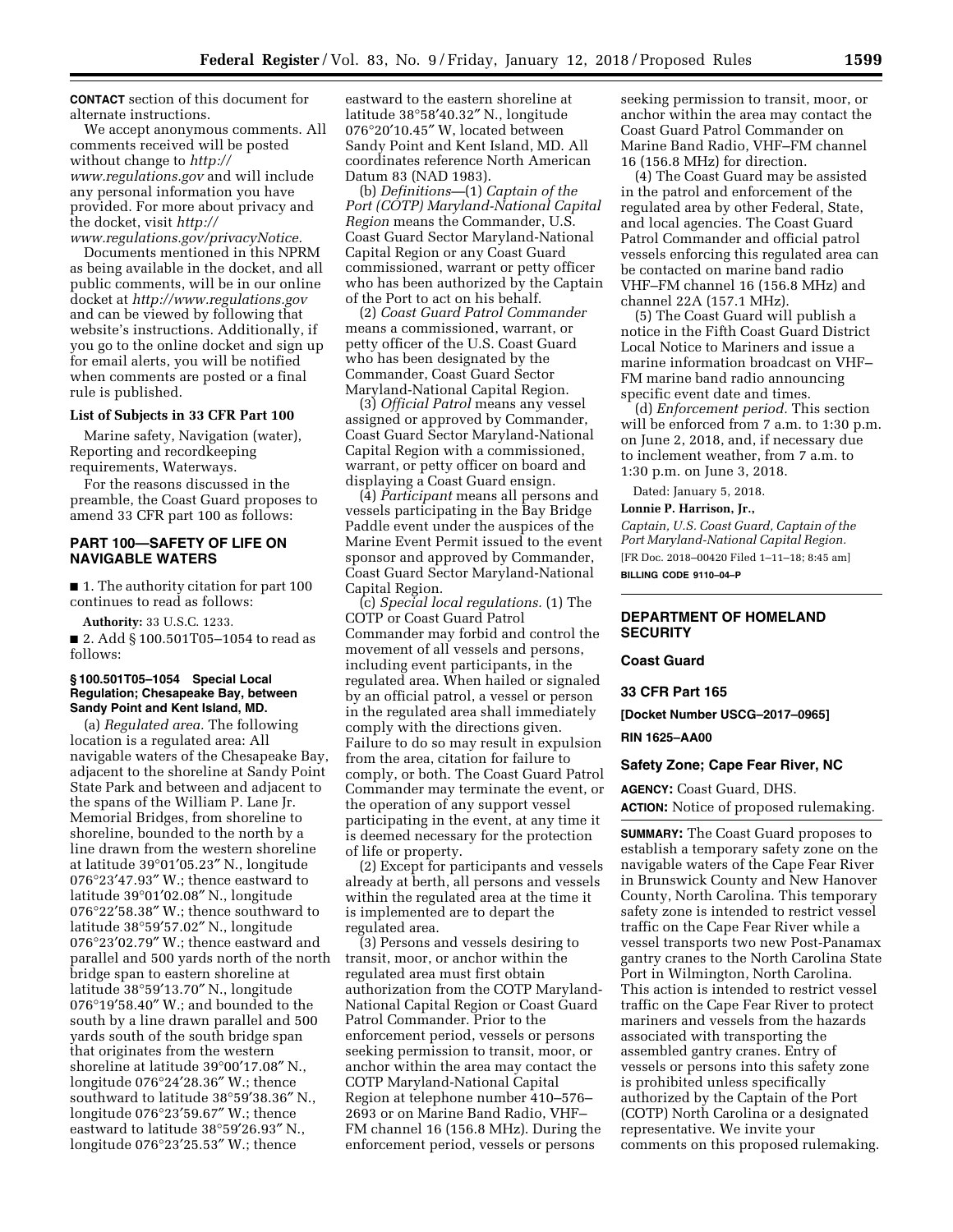**CONTACT** section of this document for alternate instructions.

We accept anonymous comments. All comments received will be posted without change to *http://www.regulations.gov* and will include any personal information you have provided. For more about privacy and the docket, visit *http://www.regulations.gov/privacyNotice.*

Documents mentioned in this NPRM as being available in the docket, and all public comments, will be in our online docket at *http://www.regulations.gov* and can be viewed by following that website's instructions. Additionally, if you go to the online docket and sign up for email alerts, you will be notified when comments are posted or a final rule is published.

### List of Subjects in 33 CFR Part 100

Marine safety, Navigation (water), Reporting and recordkeeping requirements, Waterways.

For the reasons discussed in the preamble, the Coast Guard proposes to amend 33 CFR part 100 as follows:

## PART 100—SAFETY OF LIFE ON NAVIGABLE WATERS

■ 1. The authority citation for part 100 continues to read as follows:

**Authority:** 33 U.S.C. 1233.

■ 2. Add § 100.501T05–1054 to read as follows:

#### § 100.501T05–1054 Special Local Regulation; Chesapeake Bay, between Sandy Point and Kent Island, MD.

(a) *Regulated area.* The following location is a regulated area: All navigable waters of the Chesapeake Bay, adjacent to the shoreline at Sandy Point State Park and between and adjacent to the spans of the William P. Lane Jr. Memorial Bridges, from shoreline to shoreline, bounded to the north by a line drawn from the western shoreline at latitude 39°01′05.23″ N., longitude 076°23′47.93″ W.; thence eastward to latitude 39°01′02.08″ N., longitude 076°22′58.38″ W.; thence southward to latitude 38°59′57.02″ N., longitude 076°23′02.79″ W.; thence eastward and parallel and 500 yards north of the north bridge span to eastern shoreline at latitude 38°59′13.70″ N., longitude 076°19′58.40″ W.; and bounded to the south by a line drawn parallel and 500 yards south of the south bridge span that originates from the western shoreline at latitude 39°00′17.08″ N., longitude 076°24′28.36″ W.; thence southward to latitude 38°59′38.36″ N., longitude 076°23′59.67″ W.; thence eastward to latitude 38°59′26.93″ N., longitude 076°23′25.53″ W.; thence eastward to the eastern shoreline at latitude 38°58′40.32″ N., longitude 076°20′10.45″ W, located between Sandy Point and Kent Island, MD. All coordinates reference North American Datum 83 (NAD 1983).

(b) *Definitions*—(1) *Captain of the Port (COTP) Maryland-National Capital Region* means the Commander, U.S. Coast Guard Sector Maryland-National Capital Region or any Coast Guard commissioned, warrant or petty officer who has been authorized by the Captain of the Port to act on his behalf.

(2) *Coast Guard Patrol Commander* means a commissioned, warrant, or petty officer of the U.S. Coast Guard who has been designated by the Commander, Coast Guard Sector Maryland-National Capital Region.

(3) *Official Patrol* means any vessel assigned or approved by Commander, Coast Guard Sector Maryland-National Capital Region with a commissioned, warrant, or petty officer on board and displaying a Coast Guard ensign.

(4) *Participant* means all persons and vessels participating in the Bay Bridge Paddle event under the auspices of the Marine Event Permit issued to the event sponsor and approved by Commander, Coast Guard Sector Maryland-National Capital Region.

(c) *Special local regulations.* (1) The COTP or Coast Guard Patrol Commander may forbid and control the movement of all vessels and persons, including event participants, in the regulated area. When hailed or signaled by an official patrol, a vessel or person in the regulated area shall immediately comply with the directions given. Failure to do so may result in expulsion from the area, citation for failure to comply, or both. The Coast Guard Patrol Commander may terminate the event, or the operation of any support vessel participating in the event, at any time it is deemed necessary for the protection of life or property.

(2) Except for participants and vessels already at berth, all persons and vessels within the regulated area at the time it is implemented are to depart the regulated area.

(3) Persons and vessels desiring to transit, moor, or anchor within the regulated area must first obtain authorization from the COTP Maryland-National Capital Region or Coast Guard Patrol Commander. Prior to the enforcement period, vessels or persons seeking permission to transit, moor, or anchor within the area may contact the COTP Maryland-National Capital Region at telephone number 410–576–2693 or on Marine Band Radio, VHF–FM channel 16 (156.8 MHz). During the enforcement period, vessels or persons seeking permission to transit, moor, or anchor within the area may contact the Coast Guard Patrol Commander on Marine Band Radio, VHF–FM channel 16 (156.8 MHz) for direction.

(4) The Coast Guard may be assisted in the patrol and enforcement of the regulated area by other Federal, State, and local agencies. The Coast Guard Patrol Commander and official patrol vessels enforcing this regulated area can be contacted on marine band radio VHF–FM channel 16 (156.8 MHz) and channel 22A (157.1 MHz).

(5) The Coast Guard will publish a notice in the Fifth Coast Guard District Local Notice to Mariners and issue a marine information broadcast on VHF–FM marine band radio announcing specific event date and times.

(d) *Enforcement period.* This section will be enforced from 7 a.m. to 1:30 p.m. on June 2, 2018, and, if necessary due to inclement weather, from 7 a.m. to 1:30 p.m. on June 3, 2018.

Dated: January 5, 2018.

**Lonnie P. Harrison, Jr.,**

*Captain, U.S. Coast Guard, Captain of the Port Maryland-National Capital Region.*

[FR Doc. 2018–00420 Filed 1–11–18; 8:45 am]

**BILLING CODE 9110–04–P**

---

## DEPARTMENT OF HOMELAND SECURITY

### Coast Guard

### 33 CFR Part 165

**[Docket Number USCG–2017–0965]**

**RIN 1625–AA00**

### Safety Zone; Cape Fear River, NC

**AGENCY:** Coast Guard, DHS.

**ACTION:** Notice of proposed rulemaking.

**SUMMARY:** The Coast Guard proposes to establish a temporary safety zone on the navigable waters of the Cape Fear River in Brunswick County and New Hanover County, North Carolina. This temporary safety zone is intended to restrict vessel traffic on the Cape Fear River while a vessel transports two new Post-Panamax gantry cranes to the North Carolina State Port in Wilmington, North Carolina. This action is intended to restrict vessel traffic on the Cape Fear River to protect mariners and vessels from the hazards associated with transporting the assembled gantry cranes. Entry of vessels or persons into this safety zone is prohibited unless specifically authorized by the Captain of the Port (COTP) North Carolina or a designated representative. We invite your comments on this proposed rulemaking.